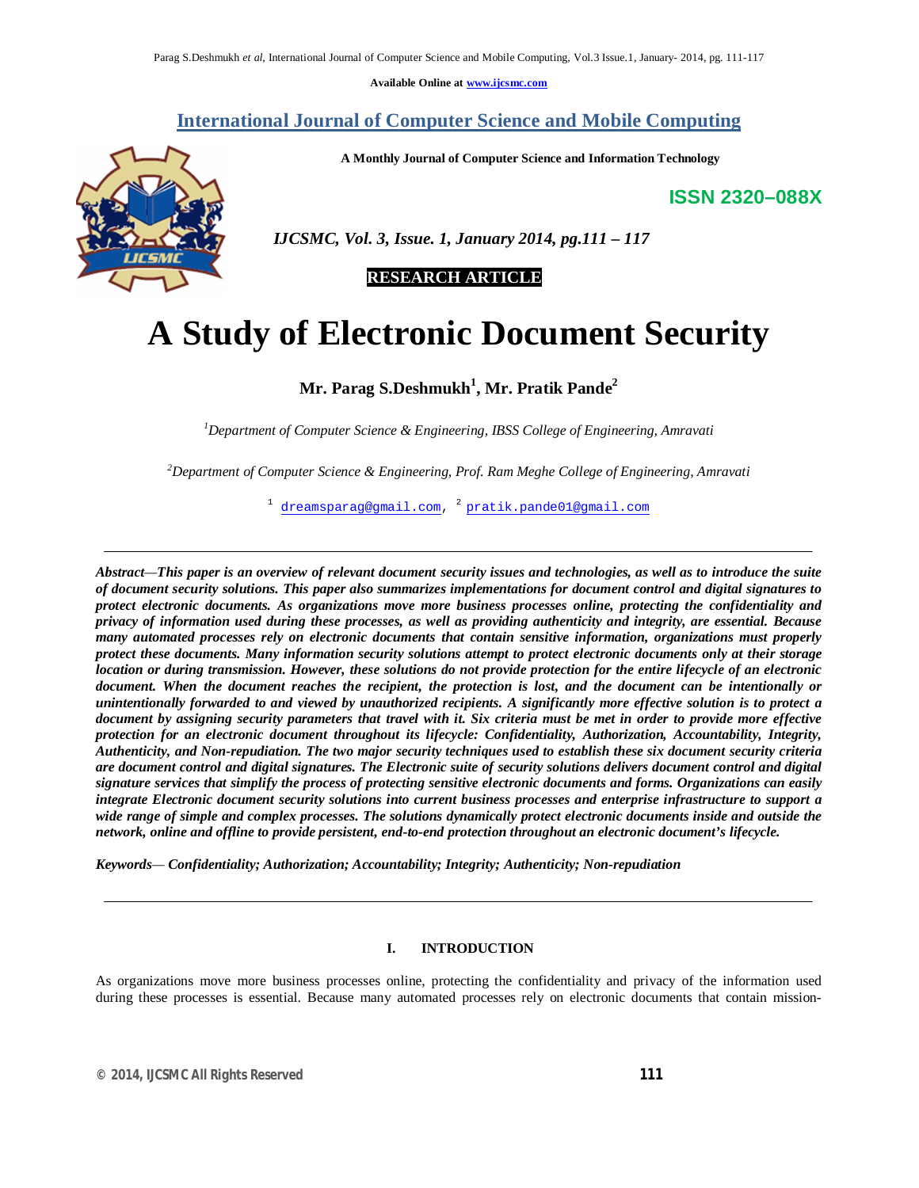Available Online at www.ijcsmc.com

## International Journal of Computer Science and Mobile Computing

**A Monthly Journal of Computer Science and Information Technology**

**ISSN 2320–088X**

*IJCSMC, Vol. 3, Issue. 1, January 2014, pg.111 – 117*

**RESEARCH ARTICLE**

# A Study of Electronic Document Security

**Mr. Parag S.Deshmukh[1], Mr. Pratik Pande[2]**

[1]*Department of Computer Science & Engineering, IBSS College of Engineering, Amravati*

[2]*Department of Computer Science & Engineering, Prof. Ram Meghe College of Engineering, Amravati*

[1] dreamsparag@gmail.com, [2] pratik.pande01@gmail.com

---

***Abstract**—This paper is an overview of relevant document security issues and technologies, as well as to introduce the suite of document security solutions. This paper also summarizes implementations for document control and digital signatures to protect electronic documents. As organizations move more business processes online, protecting the confidentiality and privacy of information used during these processes, as well as providing authenticity and integrity, are essential. Because many automated processes rely on electronic documents that contain sensitive information, organizations must properly protect these documents. Many information security solutions attempt to protect electronic documents only at their storage location or during transmission. However, these solutions do not provide protection for the entire lifecycle of an electronic document. When the document reaches the recipient, the protection is lost, and the document can be intentionally or unintentionally forwarded to and viewed by unauthorized recipients. A significantly more effective solution is to protect a document by assigning security parameters that travel with it. Six criteria must be met in order to provide more effective protection for an electronic document throughout its lifecycle: Confidentiality, Authorization, Accountability, Integrity, Authenticity, and Non-repudiation. The two major security techniques used to establish these six document security criteria are document control and digital signatures. The Electronic suite of security solutions delivers document control and digital signature services that simplify the process of protecting sensitive electronic documents and forms. Organizations can easily integrate Electronic document security solutions into current business processes and enterprise infrastructure to support a wide range of simple and complex processes. The solutions dynamically protect electronic documents inside and outside the network, online and offline to provide persistent, end-to-end protection throughout an electronic document's lifecycle.***

***Keywords**— Confidentiality; Authorization; Accountability; Integrity; Authenticity; Non-repudiation*

---

## I. INTRODUCTION

As organizations move more business processes online, protecting the confidentiality and privacy of the information used during these processes is essential. Because many automated processes rely on electronic documents that contain mission-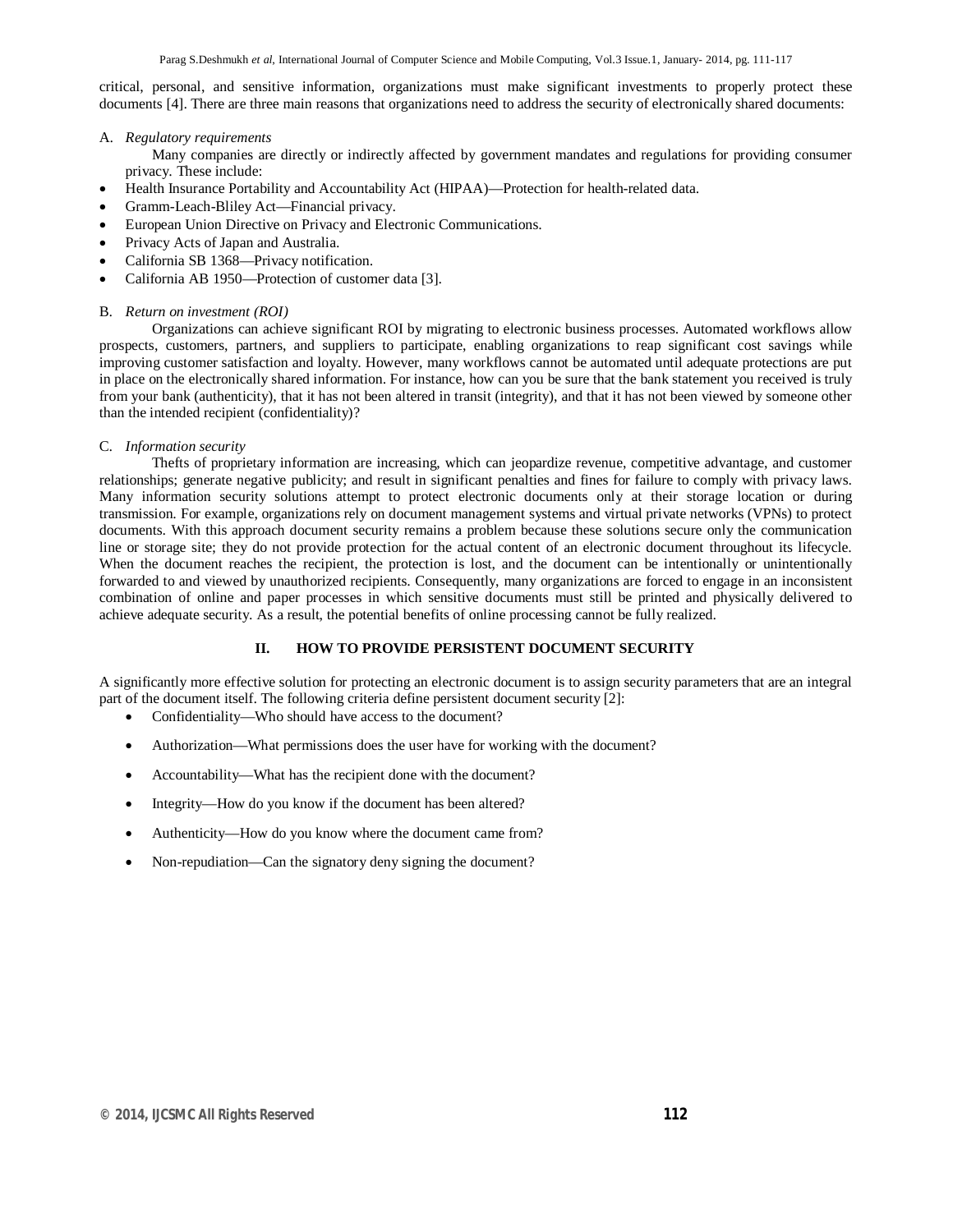critical, personal, and sensitive information, organizations must make significant investments to properly protect these documents [4]. There are three main reasons that organizations need to address the security of electronically shared documents:

A. *Regulatory requirements*

Many companies are directly or indirectly affected by government mandates and regulations for providing consumer privacy. These include:

- Health Insurance Portability and Accountability Act (HIPAA)—Protection for health-related data.
- Gramm-Leach-Bliley Act—Financial privacy.
- European Union Directive on Privacy and Electronic Communications.
- Privacy Acts of Japan and Australia.
- California SB 1368—Privacy notification.
- California AB 1950—Protection of customer data [3].

B. *Return on investment (ROI)*

Organizations can achieve significant ROI by migrating to electronic business processes. Automated workflows allow prospects, customers, partners, and suppliers to participate, enabling organizations to reap significant cost savings while improving customer satisfaction and loyalty. However, many workflows cannot be automated until adequate protections are put in place on the electronically shared information. For instance, how can you be sure that the bank statement you received is truly from your bank (authenticity), that it has not been altered in transit (integrity), and that it has not been viewed by someone other than the intended recipient (confidentiality)?

C. *Information security*

Thefts of proprietary information are increasing, which can jeopardize revenue, competitive advantage, and customer relationships; generate negative publicity; and result in significant penalties and fines for failure to comply with privacy laws. Many information security solutions attempt to protect electronic documents only at their storage location or during transmission. For example, organizations rely on document management systems and virtual private networks (VPNs) to protect documents. With this approach document security remains a problem because these solutions secure only the communication line or storage site; they do not provide protection for the actual content of an electronic document throughout its lifecycle. When the document reaches the recipient, the protection is lost, and the document can be intentionally or unintentionally forwarded to and viewed by unauthorized recipients. Consequently, many organizations are forced to engage in an inconsistent combination of online and paper processes in which sensitive documents must still be printed and physically delivered to achieve adequate security. As a result, the potential benefits of online processing cannot be fully realized.

## II. HOW TO PROVIDE PERSISTENT DOCUMENT SECURITY

A significantly more effective solution for protecting an electronic document is to assign security parameters that are an integral part of the document itself. The following criteria define persistent document security [2]:

- Confidentiality—Who should have access to the document?
- Authorization—What permissions does the user have for working with the document?
- Accountability—What has the recipient done with the document?
- Integrity—How do you know if the document has been altered?
- Authenticity—How do you know where the document came from?
- Non-repudiation—Can the signatory deny signing the document?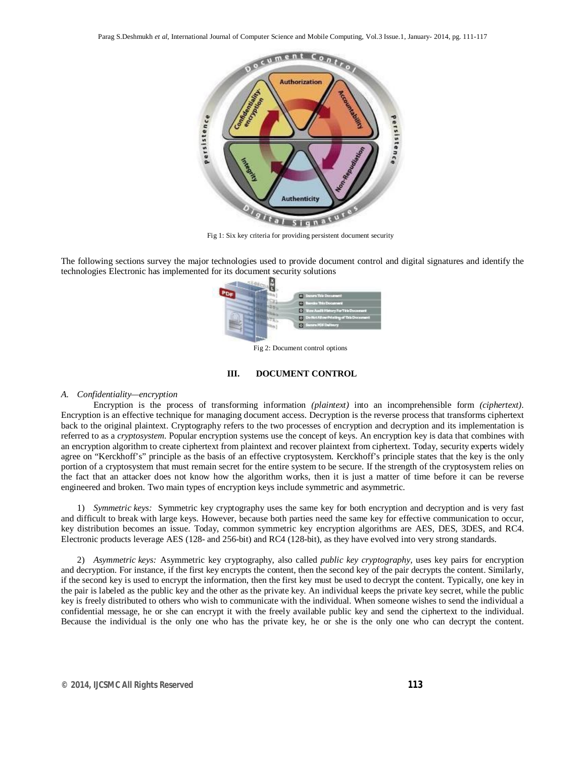Fig 1: Six key criteria for providing persistent document security

The following sections survey the major technologies used to provide document control and digital signatures and identify the technologies Electronic has implemented for its document security solutions

Fig 2: Document control options

## III. DOCUMENT CONTROL

### *A. Confidentiality—encryption*

Encryption is the process of transforming information *(plaintext)* into an incomprehensible form *(ciphertext)*. Encryption is an effective technique for managing document access. Decryption is the reverse process that transforms ciphertext back to the original plaintext. Cryptography refers to the two processes of encryption and decryption and its implementation is referred to as a *cryptosystem*. Popular encryption systems use the concept of keys. An encryption key is data that combines with an encryption algorithm to create ciphertext from plaintext and recover plaintext from ciphertext. Today, security experts widely agree on "Kerckhoff's" principle as the basis of an effective cryptosystem. Kerckhoff's principle states that the key is the only portion of a cryptosystem that must remain secret for the entire system to be secure. If the strength of the cryptosystem relies on the fact that an attacker does not know how the algorithm works, then it is just a matter of time before it can be reverse engineered and broken. Two main types of encryption keys include symmetric and asymmetric.

1) *Symmetric keys:* Symmetric key cryptography uses the same key for both encryption and decryption and is very fast and difficult to break with large keys. However, because both parties need the same key for effective communication to occur, key distribution becomes an issue. Today, common symmetric key encryption algorithms are AES, DES, 3DES, and RC4. Electronic products leverage AES (128- and 256-bit) and RC4 (128-bit), as they have evolved into very strong standards.

2) *Asymmetric keys:* Asymmetric key cryptography, also called *public key cryptography*, uses key pairs for encryption and decryption. For instance, if the first key encrypts the content, then the second key of the pair decrypts the content. Similarly, if the second key is used to encrypt the information, then the first key must be used to decrypt the content. Typically, one key in the pair is labeled as the public key and the other as the private key. An individual keeps the private key secret, while the public key is freely distributed to others who wish to communicate with the individual. When someone wishes to send the individual a confidential message, he or she can encrypt it with the freely available public key and send the ciphertext to the individual. Because the individual is the only one who has the private key, he or she is the only one who can decrypt the content.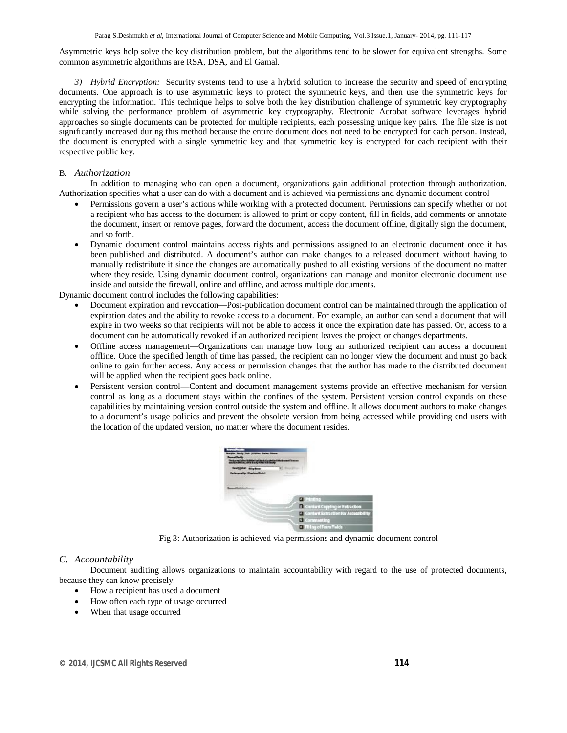Asymmetric keys help solve the key distribution problem, but the algorithms tend to be slower for equivalent strengths. Some common asymmetric algorithms are RSA, DSA, and El Gamal.

*3) Hybrid Encryption:* Security systems tend to use a hybrid solution to increase the security and speed of encrypting documents. One approach is to use asymmetric keys to protect the symmetric keys, and then use the symmetric keys for encrypting the information. This technique helps to solve both the key distribution challenge of symmetric key cryptography while solving the performance problem of asymmetric key cryptography. Electronic Acrobat software leverages hybrid approaches so single documents can be protected for multiple recipients, each possessing unique key pairs. The file size is not significantly increased during this method because the entire document does not need to be encrypted for each person. Instead, the document is encrypted with a single symmetric key and that symmetric key is encrypted for each recipient with their respective public key.

### B. *Authorization*

In addition to managing who can open a document, organizations gain additional protection through authorization. Authorization specifies what a user can do with a document and is achieved via permissions and dynamic document control

- Permissions govern a user's actions while working with a protected document. Permissions can specify whether or not a recipient who has access to the document is allowed to print or copy content, fill in fields, add comments or annotate the document, insert or remove pages, forward the document, access the document offline, digitally sign the document, and so forth.
- Dynamic document control maintains access rights and permissions assigned to an electronic document once it has been published and distributed. A document's author can make changes to a released document without having to manually redistribute it since the changes are automatically pushed to all existing versions of the document no matter where they reside. Using dynamic document control, organizations can manage and monitor electronic document use inside and outside the firewall, online and offline, and across multiple documents.

Dynamic document control includes the following capabilities:

- Document expiration and revocation—Post-publication document control can be maintained through the application of expiration dates and the ability to revoke access to a document. For example, an author can send a document that will expire in two weeks so that recipients will not be able to access it once the expiration date has passed. Or, access to a document can be automatically revoked if an authorized recipient leaves the project or changes departments.
- Offline access management—Organizations can manage how long an authorized recipient can access a document offline. Once the specified length of time has passed, the recipient can no longer view the document and must go back online to gain further access. Any access or permission changes that the author has made to the distributed document will be applied when the recipient goes back online.
- Persistent version control—Content and document management systems provide an effective mechanism for version control as long as a document stays within the confines of the system. Persistent version control expands on these capabilities by maintaining version control outside the system and offline. It allows document authors to make changes to a document's usage policies and prevent the obsolete version from being accessed while providing end users with the location of the updated version, no matter where the document resides.

Fig 3: Authorization is achieved via permissions and dynamic document control

### C. *Accountability*

Document auditing allows organizations to maintain accountability with regard to the use of protected documents, because they can know precisely:

- How a recipient has used a document
- How often each type of usage occurred
- When that usage occurred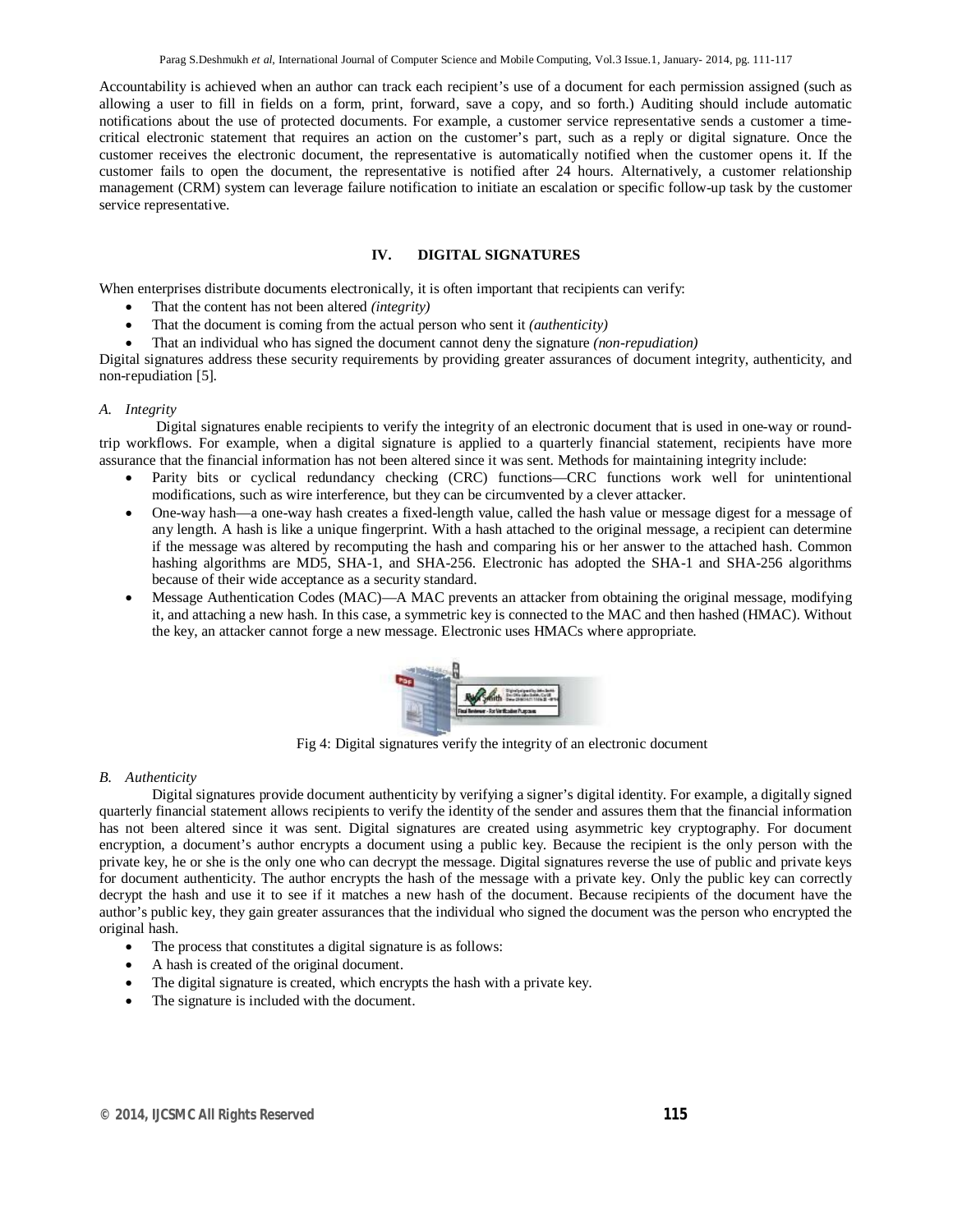Accountability is achieved when an author can track each recipient's use of a document for each permission assigned (such as allowing a user to fill in fields on a form, print, forward, save a copy, and so forth.) Auditing should include automatic notifications about the use of protected documents. For example, a customer service representative sends a customer a time-critical electronic statement that requires an action on the customer's part, such as a reply or digital signature. Once the customer receives the electronic document, the representative is automatically notified when the customer opens it. If the customer fails to open the document, the representative is notified after 24 hours. Alternatively, a customer relationship management (CRM) system can leverage failure notification to initiate an escalation or specific follow-up task by the customer service representative.

## IV. DIGITAL SIGNATURES

When enterprises distribute documents electronically, it is often important that recipients can verify:

- That the content has not been altered *(integrity)*
- That the document is coming from the actual person who sent it *(authenticity)*
- That an individual who has signed the document cannot deny the signature *(non-repudiation)*

Digital signatures address these security requirements by providing greater assurances of document integrity, authenticity, and non-repudiation [5].

### *A. Integrity*

Digital signatures enable recipients to verify the integrity of an electronic document that is used in one-way or round-trip workflows. For example, when a digital signature is applied to a quarterly financial statement, recipients have more assurance that the financial information has not been altered since it was sent. Methods for maintaining integrity include:

- Parity bits or cyclical redundancy checking (CRC) functions—CRC functions work well for unintentional modifications, such as wire interference, but they can be circumvented by a clever attacker.
- One-way hash—a one-way hash creates a fixed-length value, called the hash value or message digest for a message of any length. A hash is like a unique fingerprint. With a hash attached to the original message, a recipient can determine if the message was altered by recomputing the hash and comparing his or her answer to the attached hash. Common hashing algorithms are MD5, SHA-1, and SHA-256. Electronic has adopted the SHA-1 and SHA-256 algorithms because of their wide acceptance as a security standard.
- Message Authentication Codes (MAC)—A MAC prevents an attacker from obtaining the original message, modifying it, and attaching a new hash. In this case, a symmetric key is connected to the MAC and then hashed (HMAC). Without the key, an attacker cannot forge a new message. Electronic uses HMACs where appropriate.

Fig 4: Digital signatures verify the integrity of an electronic document

### *B. Authenticity*

Digital signatures provide document authenticity by verifying a signer's digital identity. For example, a digitally signed quarterly financial statement allows recipients to verify the identity of the sender and assures them that the financial information has not been altered since it was sent. Digital signatures are created using asymmetric key cryptography. For document encryption, a document's author encrypts a document using a public key. Because the recipient is the only person with the private key, he or she is the only one who can decrypt the message. Digital signatures reverse the use of public and private keys for document authenticity. The author encrypts the hash of the message with a private key. Only the public key can correctly decrypt the hash and use it to see if it matches a new hash of the document. Because recipients of the document have the author's public key, they gain greater assurances that the individual who signed the document was the person who encrypted the original hash.

- The process that constitutes a digital signature is as follows:
- A hash is created of the original document.
- The digital signature is created, which encrypts the hash with a private key.
- The signature is included with the document.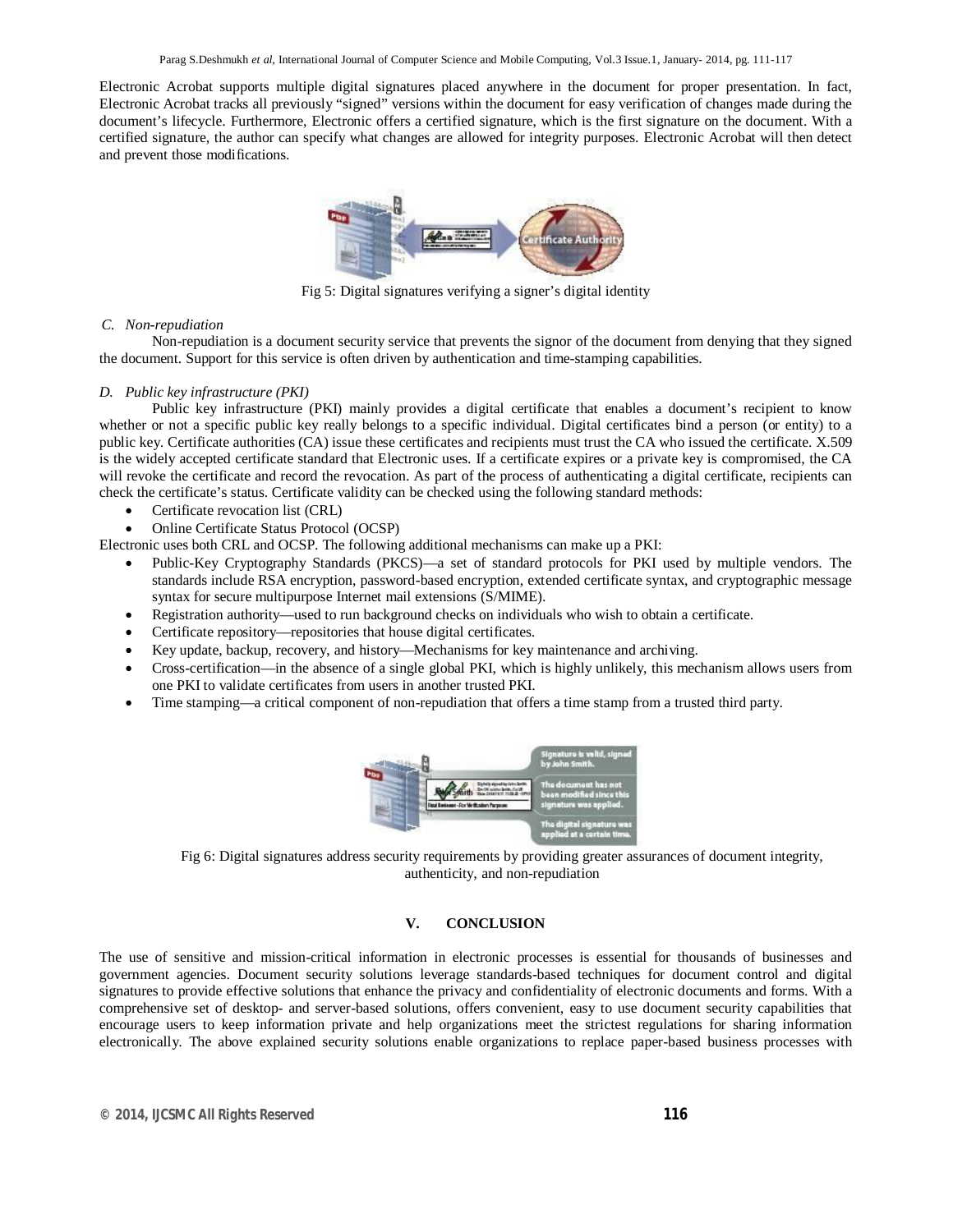Electronic Acrobat supports multiple digital signatures placed anywhere in the document for proper presentation. In fact, Electronic Acrobat tracks all previously "signed" versions within the document for easy verification of changes made during the document's lifecycle. Furthermore, Electronic offers a certified signature, which is the first signature on the document. With a certified signature, the author can specify what changes are allowed for integrity purposes. Electronic Acrobat will then detect and prevent those modifications.

Fig 5: Digital signatures verifying a signer's digital identity

### C. *Non-repudiation*

Non-repudiation is a document security service that prevents the signor of the document from denying that they signed the document. Support for this service is often driven by authentication and time-stamping capabilities.

### D. *Public key infrastructure (PKI)*

Public key infrastructure (PKI) mainly provides a digital certificate that enables a document's recipient to know whether or not a specific public key really belongs to a specific individual. Digital certificates bind a person (or entity) to a public key. Certificate authorities (CA) issue these certificates and recipients must trust the CA who issued the certificate. X.509 is the widely accepted certificate standard that Electronic uses. If a certificate expires or a private key is compromised, the CA will revoke the certificate and record the revocation. As part of the process of authenticating a digital certificate, recipients can check the certificate's status. Certificate validity can be checked using the following standard methods:

- Certificate revocation list (CRL)
- Online Certificate Status Protocol (OCSP)

Electronic uses both CRL and OCSP. The following additional mechanisms can make up a PKI:

- Public-Key Cryptography Standards (PKCS)—a set of standard protocols for PKI used by multiple vendors. The standards include RSA encryption, password-based encryption, extended certificate syntax, and cryptographic message syntax for secure multipurpose Internet mail extensions (S/MIME).
- Registration authority—used to run background checks on individuals who wish to obtain a certificate.
- Certificate repository—repositories that house digital certificates.
- Key update, backup, recovery, and history—Mechanisms for key maintenance and archiving.
- Cross-certification—in the absence of a single global PKI, which is highly unlikely, this mechanism allows users from one PKI to validate certificates from users in another trusted PKI.
- Time stamping—a critical component of non-repudiation that offers a time stamp from a trusted third party.

Fig 6: Digital signatures address security requirements by providing greater assurances of document integrity, authenticity, and non-repudiation

## V. CONCLUSION

The use of sensitive and mission-critical information in electronic processes is essential for thousands of businesses and government agencies. Document security solutions leverage standards-based techniques for document control and digital signatures to provide effective solutions that enhance the privacy and confidentiality of electronic documents and forms. With a comprehensive set of desktop- and server-based solutions, offers convenient, easy to use document security capabilities that encourage users to keep information private and help organizations meet the strictest regulations for sharing information electronically. The above explained security solutions enable organizations to replace paper-based business processes with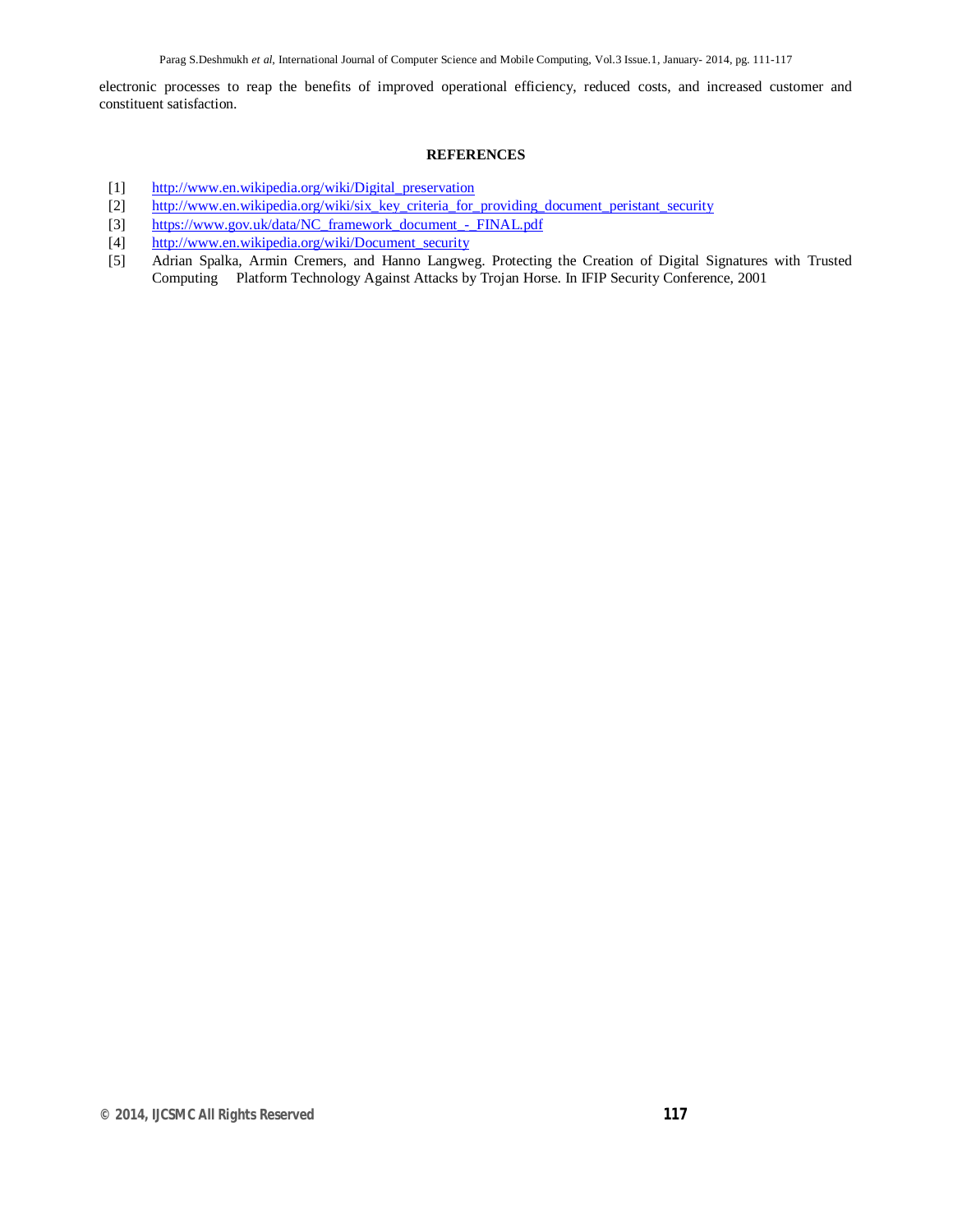electronic processes to reap the benefits of improved operational efficiency, reduced costs, and increased customer and constituent satisfaction.

## REFERENCES

[1] http://www.en.wikipedia.org/wiki/Digital_preservation
[2] http://www.en.wikipedia.org/wiki/six_key_criteria_for_providing_document_peristant_security
[3] https://www.gov.uk/data/NC_framework_document_-_FINAL.pdf
[4] http://www.en.wikipedia.org/wiki/Document_security
[5] Adrian Spalka, Armin Cremers, and Hanno Langweg. Protecting the Creation of Digital Signatures with Trusted Computing Platform Technology Against Attacks by Trojan Horse. In IFIP Security Conference, 2001